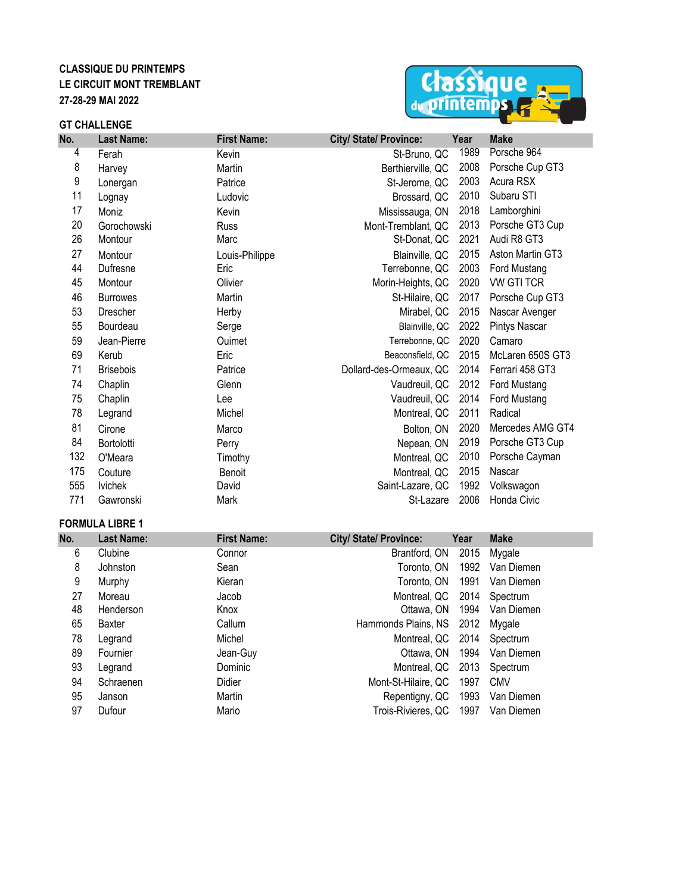**CLASSIQUE DU PRINTEMPS**
**LE CIRCUIT MONT TREMBLANT**
**27-28-29 MAI 2022**

## GT CHALLENGE

| No. | Last Name: | First Name: | City/ State/ Province: | Year | Make |
|---|---|---|---|---|---|
| 4 | Ferah | Kevin | St-Bruno, QC | 1989 | Porsche 964 |
| 8 | Harvey | Martin | Berthierville, QC | 2008 | Porsche Cup GT3 |
| 9 | Lonergan | Patrice | St-Jerome, QC | 2003 | Acura RSX |
| 11 | Lognay | Ludovic | Brossard, QC | 2010 | Subaru STI |
| 17 | Moniz | Kevin | Mississauga, ON | 2018 | Lamborghini |
| 20 | Gorochowski | Russ | Mont-Tremblant, QC | 2013 | Porsche GT3 Cup |
| 26 | Montour | Marc | St-Donat, QC | 2021 | Audi R8 GT3 |
| 27 | Montour | Louis-Philippe | Blainville, QC | 2015 | Aston Martin GT3 |
| 44 | Dufresne | Eric | Terrebonne, QC | 2003 | Ford Mustang |
| 45 | Montour | Olivier | Morin-Heights, QC | 2020 | VW GTI TCR |
| 46 | Burrowes | Martin | St-Hilaire, QC | 2017 | Porsche Cup GT3 |
| 53 | Drescher | Herby | Mirabel, QC | 2015 | Nascar Avenger |
| 55 | Bourdeau | Serge | Blainville, QC | 2022 | Pintys Nascar |
| 59 | Jean-Pierre | Ouimet | Terrebonne, QC | 2020 | Camaro |
| 69 | Kerub | Eric | Beaconsfield, QC | 2015 | McLaren 650S GT3 |
| 71 | Brisebois | Patrice | Dollard-des-Ormeaux, QC | 2014 | Ferrari 458 GT3 |
| 74 | Chaplin | Glenn | Vaudreuil, QC | 2012 | Ford Mustang |
| 75 | Chaplin | Lee | Vaudreuil, QC | 2014 | Ford Mustang |
| 78 | Legrand | Michel | Montreal, QC | 2011 | Radical |
| 81 | Cirone | Marco | Bolton, ON | 2020 | Mercedes AMG GT4 |
| 84 | Bortolotti | Perry | Nepean, ON | 2019 | Porsche GT3 Cup |
| 132 | O'Meara | Timothy | Montreal, QC | 2010 | Porsche Cayman |
| 175 | Couture | Benoit | Montreal, QC | 2015 | Nascar |
| 555 | Ivichek | David | Saint-Lazare, QC | 1992 | Volkswagon |
| 771 | Gawronski | Mark | St-Lazare | 2006 | Honda Civic |

## FORMULA LIBRE 1

| No. | Last Name: | First Name: | City/ State/ Province: | Year | Make |
|---|---|---|---|---|---|
| 6 | Clubine | Connor | Brantford, ON | 2015 | Mygale |
| 8 | Johnston | Sean | Toronto, ON | 1992 | Van Diemen |
| 9 | Murphy | Kieran | Toronto, ON | 1991 | Van Diemen |
| 27 | Moreau | Jacob | Montreal, QC | 2014 | Spectrum |
| 48 | Henderson | Knox | Ottawa, ON | 1994 | Van Diemen |
| 65 | Baxter | Callum | Hammonds Plains, NS | 2012 | Mygale |
| 78 | Legrand | Michel | Montreal, QC | 2014 | Spectrum |
| 89 | Fournier | Jean-Guy | Ottawa, ON | 1994 | Van Diemen |
| 93 | Legrand | Dominic | Montreal, QC | 2013 | Spectrum |
| 94 | Schraenen | Didier | Mont-St-Hilaire, QC | 1997 | CMV |
| 95 | Janson | Martin | Repentigny, QC | 1993 | Van Diemen |
| 97 | Dufour | Mario | Trois-Rivieres, QC | 1997 | Van Diemen |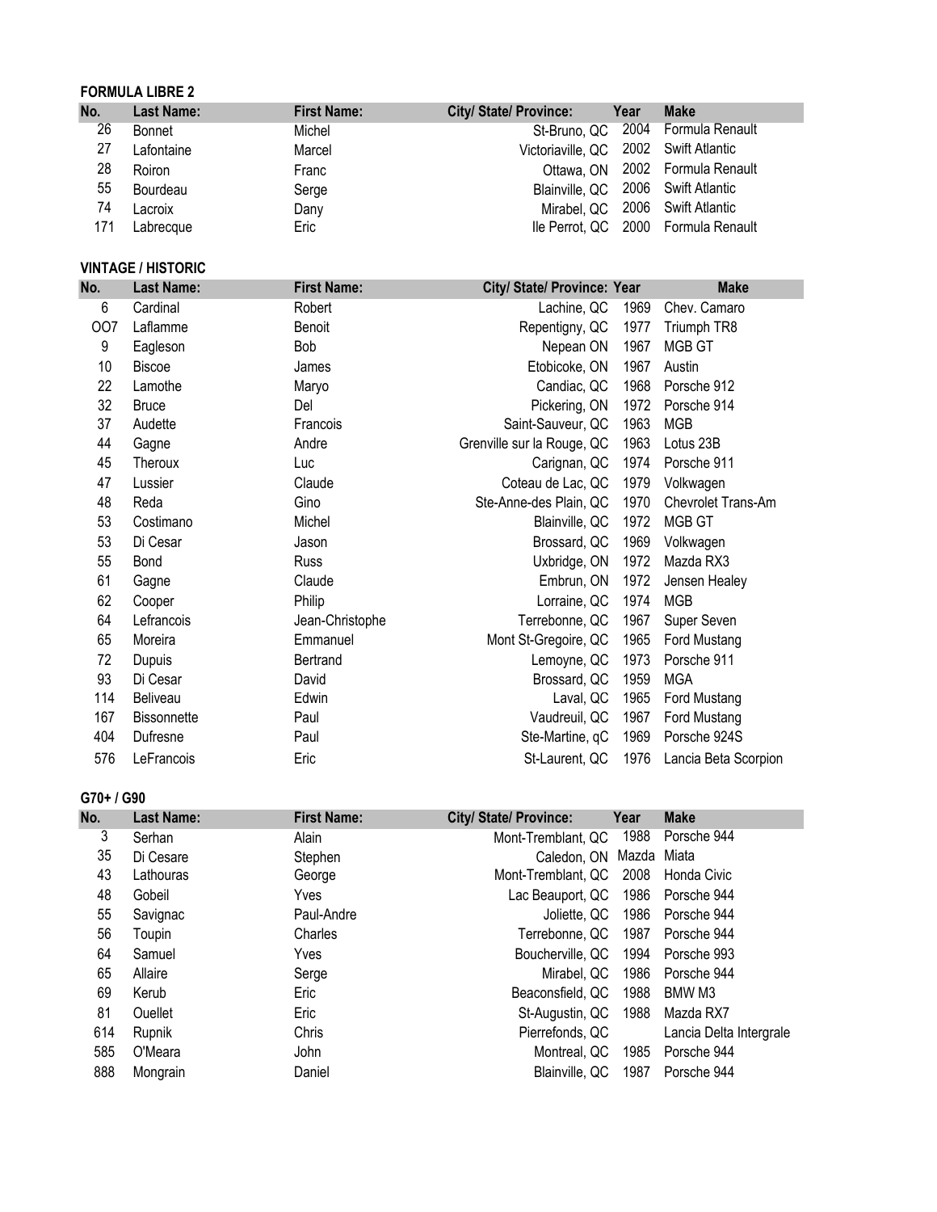**FORMULA LIBRE 2**

| No. | Last Name: | First Name: | City/ State/ Province: | Year | Make |
|---|---|---|---|---|---|
| 26 | Bonnet | Michel | St-Bruno, QC | 2004 | Formula Renault |
| 27 | Lafontaine | Marcel | Victoriaville, QC | 2002 | Swift Atlantic |
| 28 | Roiron | Franc | Ottawa, ON | 2002 | Formula Renault |
| 55 | Bourdeau | Serge | Blainville, QC | 2006 | Swift Atlantic |
| 74 | Lacroix | Dany | Mirabel, QC | 2006 | Swift Atlantic |
| 171 | Labrecque | Eric | Ile Perrot, QC | 2000 | Formula Renault |

**VINTAGE / HISTORIC**

| No. | Last Name: | First Name: | City/ State/ Province: | Year | Make |
|---|---|---|---|---|---|
| 6 | Cardinal | Robert | Lachine, QC | 1969 | Chev. Camaro |
| OO7 | Laflamme | Benoit | Repentigny, QC | 1977 | Triumph TR8 |
| 9 | Eagleson | Bob | Nepean ON | 1967 | MGB GT |
| 10 | Biscoe | James | Etobicoke, ON | 1967 | Austin |
| 22 | Lamothe | Maryo | Candiac, QC | 1968 | Porsche 912 |
| 32 | Bruce | Del | Pickering, ON | 1972 | Porsche 914 |
| 37 | Audette | Francois | Saint-Sauveur, QC | 1963 | MGB |
| 44 | Gagne | Andre | Grenville sur la Rouge, QC | 1963 | Lotus 23B |
| 45 | Theroux | Luc | Carignan, QC | 1974 | Porsche 911 |
| 47 | Lussier | Claude | Coteau de Lac, QC | 1979 | Volkwagen |
| 48 | Reda | Gino | Ste-Anne-des Plain, QC | 1970 | Chevrolet Trans-Am |
| 53 | Costimano | Michel | Blainville, QC | 1972 | MGB GT |
| 53 | Di Cesar | Jason | Brossard, QC | 1969 | Volkwagen |
| 55 | Bond | Russ | Uxbridge, ON | 1972 | Mazda RX3 |
| 61 | Gagne | Claude | Embrun, ON | 1972 | Jensen Healey |
| 62 | Cooper | Philip | Lorraine, QC | 1974 | MGB |
| 64 | Lefrancois | Jean-Christophe | Terrebonne, QC | 1967 | Super Seven |
| 65 | Moreira | Emmanuel | Mont St-Gregoire, QC | 1965 | Ford Mustang |
| 72 | Dupuis | Bertrand | Lemoyne, QC | 1973 | Porsche 911 |
| 93 | Di Cesar | David | Brossard, QC | 1959 | MGA |
| 114 | Beliveau | Edwin | Laval, QC | 1965 | Ford Mustang |
| 167 | Bissonnette | Paul | Vaudreuil, QC | 1967 | Ford Mustang |
| 404 | Dufresne | Paul | Ste-Martine, qC | 1969 | Porsche 924S |
| 576 | LeFrancois | Eric | St-Laurent, QC | 1976 | Lancia Beta Scorpion |

**G70+ / G90**

| No. | Last Name: | First Name: | City/ State/ Province: | Year | Make |
|---|---|---|---|---|---|
| 3 | Serhan | Alain | Mont-Tremblant, QC | 1988 | Porsche 944 |
| 35 | Di Cesare | Stephen | Caledon, ON | Mazda | Miata |
| 43 | Lathouras | George | Mont-Tremblant, QC | 2008 | Honda Civic |
| 48 | Gobeil | Yves | Lac Beauport, QC | 1986 | Porsche 944 |
| 55 | Savignac | Paul-Andre | Joliette, QC | 1986 | Porsche 944 |
| 56 | Toupin | Charles | Terrebonne, QC | 1987 | Porsche 944 |
| 64 | Samuel | Yves | Boucherville, QC | 1994 | Porsche 993 |
| 65 | Allaire | Serge | Mirabel, QC | 1986 | Porsche 944 |
| 69 | Kerub | Eric | Beaconsfield, QC | 1988 | BMW M3 |
| 81 | Ouellet | Eric | St-Augustin, QC | 1988 | Mazda RX7 |
| 614 | Rupnik | Chris | Pierrefonds, QC | | Lancia Delta Intergrale |
| 585 | O'Meara | John | Montreal, QC | 1985 | Porsche 944 |
| 888 | Mongrain | Daniel | Blainville, QC | 1987 | Porsche 944 |